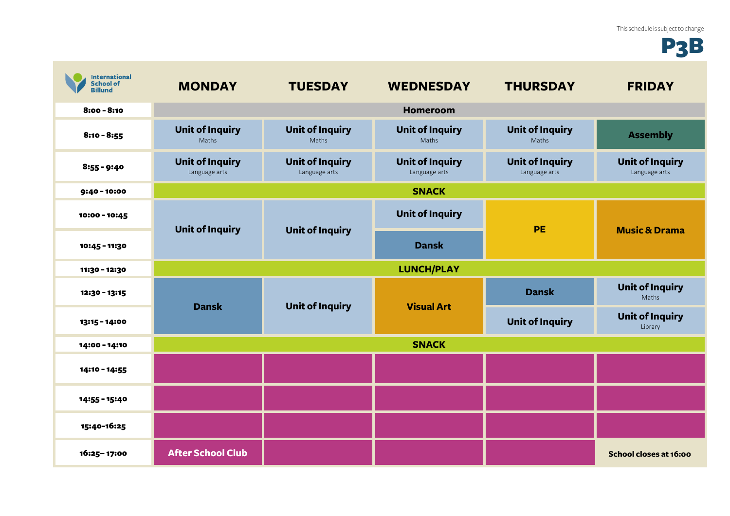This schedule is subject to change

# P3B

International School of Billund

| | MONDAY | TUESDAY | WEDNESDAY | THURSDAY | FRIDAY |
|---|---|---|---|---|---|
| **8:00 - 8:10** | **Homeroom** | | | | |
| **8:10 - 8:55** | **Unit of Inquiry** Maths | **Unit of Inquiry** Maths | **Unit of Inquiry** Maths | **Unit of Inquiry** Maths | **Assembly** |
| **8:55 - 9:40** | **Unit of Inquiry** Language arts | **Unit of Inquiry** Language arts | **Unit of Inquiry** Language arts | **Unit of Inquiry** Language arts | **Unit of Inquiry** Language arts |
| **9:40 - 10:00** | **SNACK** | | | | |
| **10:00 - 10:45** | **Unit of Inquiry** | **Unit of Inquiry** | **Unit of Inquiry** | **PE** | **Music & Drama** |
| **10:45 - 11:30** | | | **Dansk** | | |
| **11:30 - 12:30** | **LUNCH/PLAY** | | | | |
| **12:30 - 13:15** | **Dansk** | **Unit of Inquiry** | **Visual Art** | **Dansk** | **Unit of Inquiry** Maths |
| **13:15 - 14:00** | | | | **Unit of Inquiry** | **Unit of Inquiry** Library |
| **14:00 - 14:10** | **SNACK** | | | | |
| **14:10 - 14:55** | | | | | |
| **14:55 - 15:40** | | | | | |
| **15:40-16:25** | | | | | |
| **16:25– 17:00** | **After School Club** | | | | **School closes at 16:00** |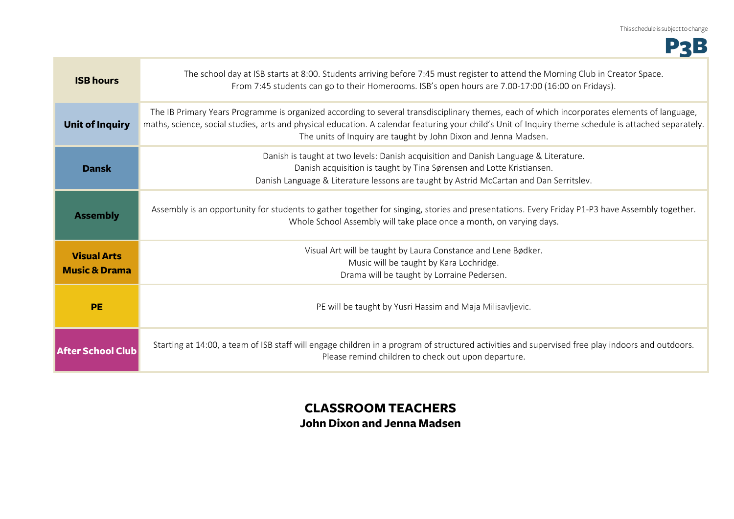This schedule is subject to change

# P3B

| | |
|---|---|
| **ISB hours** | The school day at ISB starts at 8:00. Students arriving before 7:45 must register to attend the Morning Club in Creator Space. From 7:45 students can go to their Homerooms. ISB's open hours are 7.00-17:00 (16:00 on Fridays). |
| **Unit of Inquiry** | The IB Primary Years Programme is organized according to several transdisciplinary themes, each of which incorporates elements of language, maths, science, social studies, arts and physical education. A calendar featuring your child's Unit of Inquiry theme schedule is attached separately. The units of Inquiry are taught by John Dixon and Jenna Madsen. |
| **Dansk** | Danish is taught at two levels: Danish acquisition and Danish Language & Literature. Danish acquisition is taught by Tina Sørensen and Lotte Kristiansen. Danish Language & Literature lessons are taught by Astrid McCartan and Dan Serritslev. |
| **Assembly** | Assembly is an opportunity for students to gather together for singing, stories and presentations. Every Friday P1-P3 have Assembly together. Whole School Assembly will take place once a month, on varying days. |
| **Visual Arts Music & Drama** | Visual Art will be taught by Laura Constance and Lene Bødker. Music will be taught by Kara Lochridge. Drama will be taught by Lorraine Pedersen. |
| **PE** | PE will be taught by Yusri Hassim and Maja Milisavljevic. |
| **After School Club** | Starting at 14:00, a team of ISB staff will engage children in a program of structured activities and supervised free play indoors and outdoors. Please remind children to check out upon departure. |

## CLASSROOM TEACHERS

**John Dixon and Jenna Madsen**